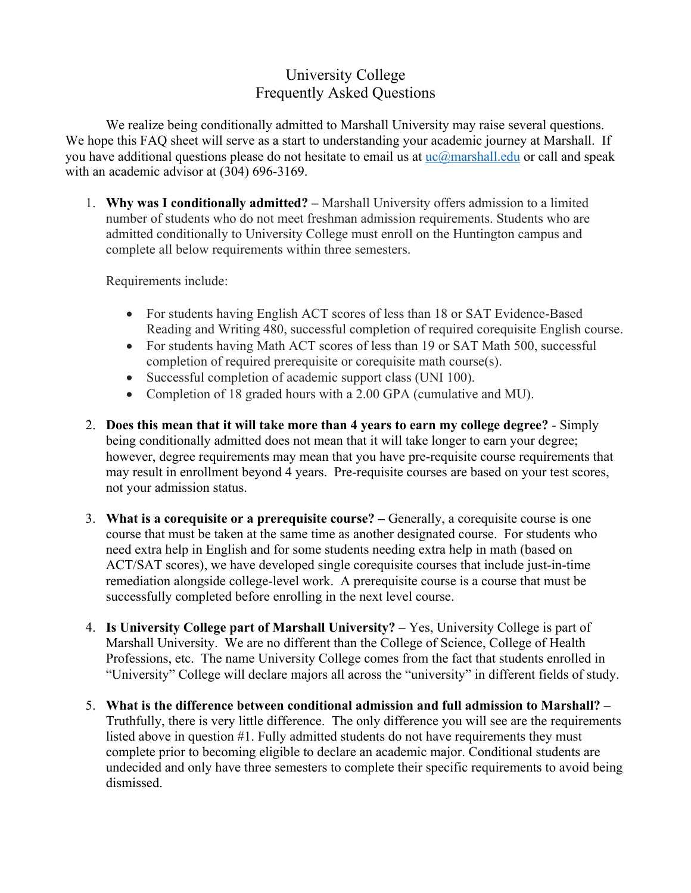# University College
## Frequently Asked Questions

We realize being conditionally admitted to Marshall University may raise several questions. We hope this FAQ sheet will serve as a start to understanding your academic journey at Marshall. If you have additional questions please do not hesitate to email us at uc@marshall.edu or call and speak with an academic advisor at (304) 696-3169.

1. **Why was I conditionally admitted? –** Marshall University offers admission to a limited number of students who do not meet freshman admission requirements. Students who are admitted conditionally to University College must enroll on the Huntington campus and complete all below requirements within three semesters.

   Requirements include:

   - For students having English ACT scores of less than 18 or SAT Evidence-Based Reading and Writing 480, successful completion of required corequisite English course.
   - For students having Math ACT scores of less than 19 or SAT Math 500, successful completion of required prerequisite or corequisite math course(s).
   - Successful completion of academic support class (UNI 100).
   - Completion of 18 graded hours with a 2.00 GPA (cumulative and MU).

2. **Does this mean that it will take more than 4 years to earn my college degree?** - Simply being conditionally admitted does not mean that it will take longer to earn your degree; however, degree requirements may mean that you have pre-requisite course requirements that may result in enrollment beyond 4 years. Pre-requisite courses are based on your test scores, not your admission status.

3. **What is a corequisite or a prerequisite course? –** Generally, a corequisite course is one course that must be taken at the same time as another designated course. For students who need extra help in English and for some students needing extra help in math (based on ACT/SAT scores), we have developed single corequisite courses that include just-in-time remediation alongside college-level work. A prerequisite course is a course that must be successfully completed before enrolling in the next level course.

4. **Is University College part of Marshall University?** – Yes, University College is part of Marshall University. We are no different than the College of Science, College of Health Professions, etc. The name University College comes from the fact that students enrolled in "University" College will declare majors all across the "university" in different fields of study.

5. **What is the difference between conditional admission and full admission to Marshall?** – Truthfully, there is very little difference. The only difference you will see are the requirements listed above in question #1. Fully admitted students do not have requirements they must complete prior to becoming eligible to declare an academic major. Conditional students are undecided and only have three semesters to complete their specific requirements to avoid being dismissed.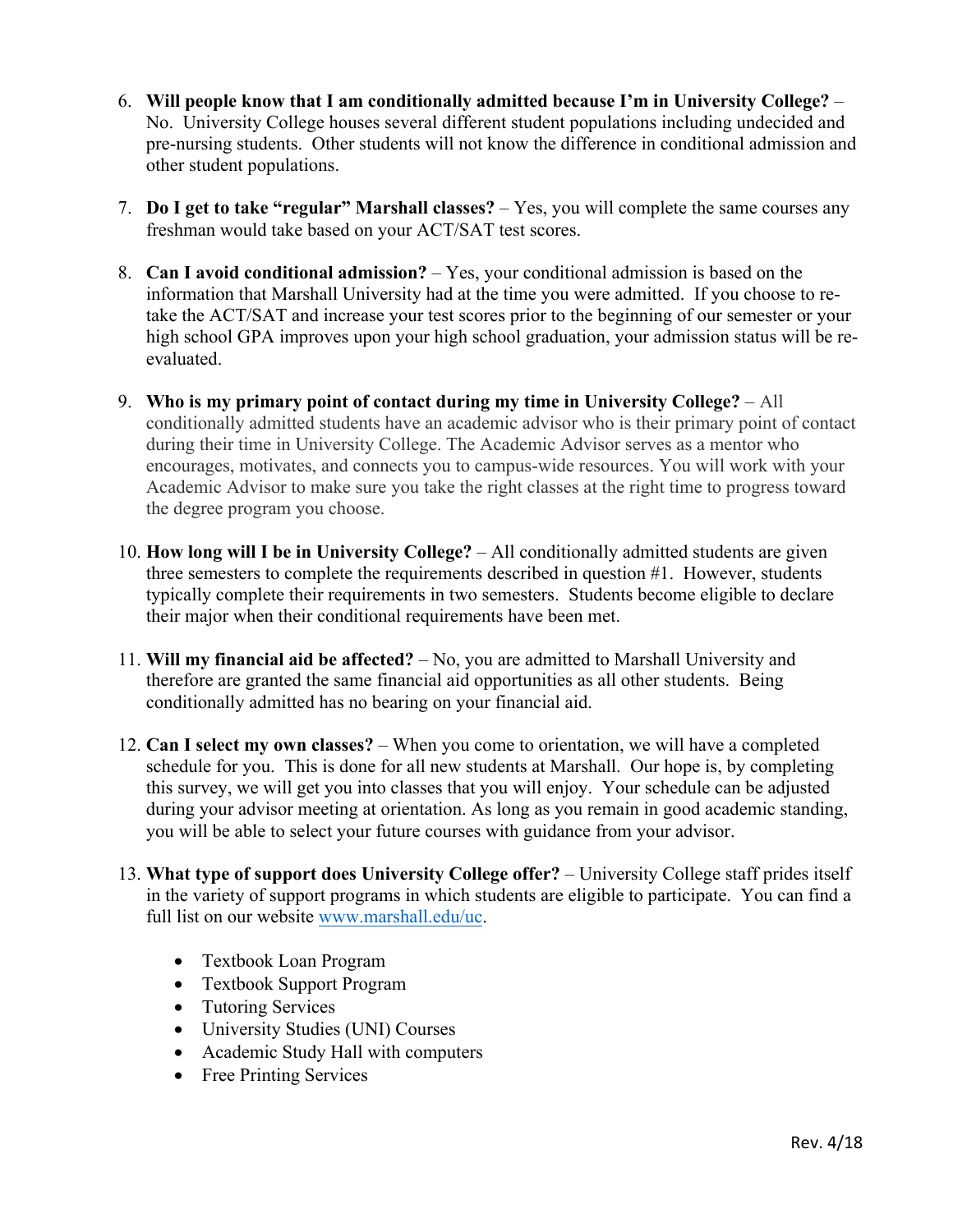6. **Will people know that I am conditionally admitted because I'm in University College?** – No. University College houses several different student populations including undecided and pre-nursing students. Other students will not know the difference in conditional admission and other student populations.

7. **Do I get to take "regular" Marshall classes?** – Yes, you will complete the same courses any freshman would take based on your ACT/SAT test scores.

8. **Can I avoid conditional admission?** – Yes, your conditional admission is based on the information that Marshall University had at the time you were admitted. If you choose to re-take the ACT/SAT and increase your test scores prior to the beginning of our semester or your high school GPA improves upon your high school graduation, your admission status will be re-evaluated.

9. **Who is my primary point of contact during my time in University College?** – All conditionally admitted students have an academic advisor who is their primary point of contact during their time in University College. The Academic Advisor serves as a mentor who encourages, motivates, and connects you to campus-wide resources. You will work with your Academic Advisor to make sure you take the right classes at the right time to progress toward the degree program you choose.

10. **How long will I be in University College?** – All conditionally admitted students are given three semesters to complete the requirements described in question #1. However, students typically complete their requirements in two semesters. Students become eligible to declare their major when their conditional requirements have been met.

11. **Will my financial aid be affected?** – No, you are admitted to Marshall University and therefore are granted the same financial aid opportunities as all other students. Being conditionally admitted has no bearing on your financial aid.

12. **Can I select my own classes?** – When you come to orientation, we will have a completed schedule for you. This is done for all new students at Marshall. Our hope is, by completing this survey, we will get you into classes that you will enjoy. Your schedule can be adjusted during your advisor meeting at orientation. As long as you remain in good academic standing, you will be able to select your future courses with guidance from your advisor.

13. **What type of support does University College offer?** – University College staff prides itself in the variety of support programs in which students are eligible to participate. You can find a full list on our website www.marshall.edu/uc.

    - Textbook Loan Program
    - Textbook Support Program
    - Tutoring Services
    - University Studies (UNI) Courses
    - Academic Study Hall with computers
    - Free Printing Services

Rev. 4/18